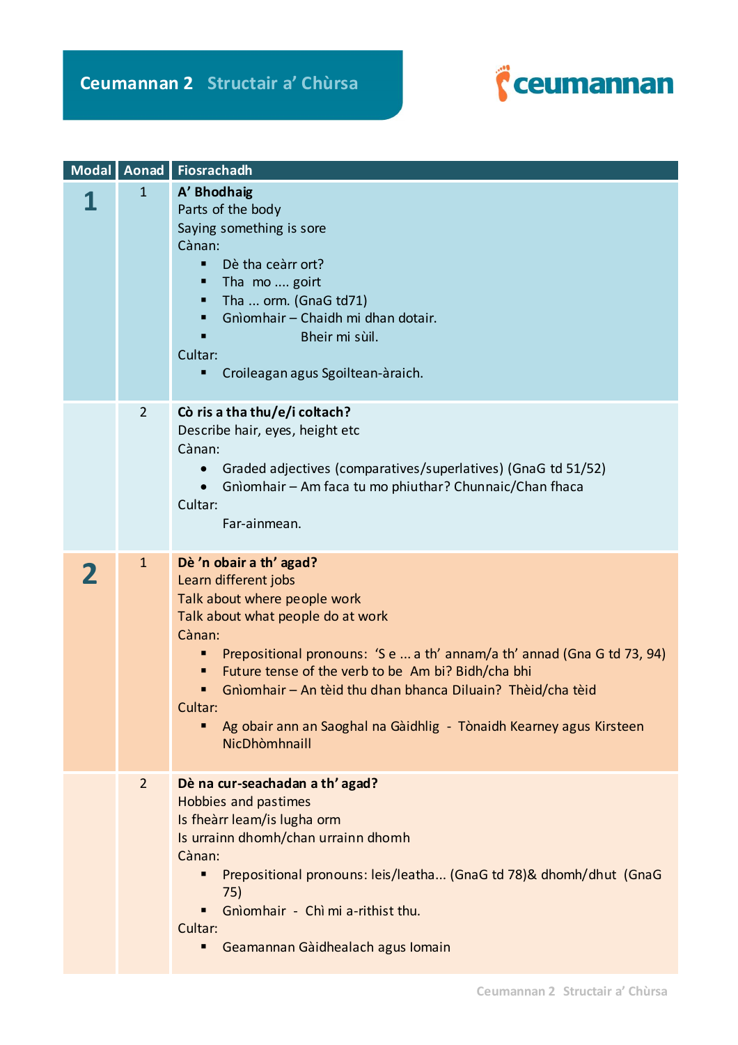# Ceumannan 2 Structair a' Chùrsa

ceumannan

| Modal | Aonad | Fiosrachadh |
|---|---|---|
| **1** | 1 | **A' Bhodhaig**<br>Parts of the body<br>Saying something is sore<br>Cànan:<br>▪ Dè tha ceàrr ort?<br>▪ Tha mo .... goirt<br>▪ Tha ... orm. (GnaG td71)<br>▪ Gnìomhair – Chaidh mi dhan dotair.<br>▪ Bheir mi sùil.<br>Cultar:<br>▪ Croileagan agus Sgoiltean-àraich. |
| | 2 | **Cò ris a tha thu/e/i coltach?**<br>Describe hair, eyes, height etc<br>Cànan:<br>• Graded adjectives (comparatives/superlatives) (GnaG td 51/52)<br>• Gnìomhair – Am faca tu mo phiuthar? Chunnaic/Chan fhaca<br>Cultar:<br>Far-ainmean. |
| **2** | 1 | **Dè 'n obair a th' agad?**<br>Learn different jobs<br>Talk about where people work<br>Talk about what people do at work<br>Cànan:<br>▪ Prepositional pronouns: 'S e ... a th' annam/a th' annad (Gna G td 73, 94)<br>▪ Future tense of the verb to be Am bi? Bidh/cha bhi<br>▪ Gnìomhair – An tèid thu dhan bhanca Diluain? Thèid/cha tèid<br>Cultar:<br>▪ Ag obair ann an Saoghal na Gàidhlig - Tònaidh Kearney agus Kirsteen NicDhòmhnaill |
| | 2 | **Dè na cur-seachadan a th' agad?**<br>Hobbies and pastimes<br>Is fheàrr leam/is lugha orm<br>Is urrainn dhomh/chan urrainn dhomh<br>Cànan:<br>▪ Prepositional pronouns: leis/leatha... (GnaG td 78)& dhomh/dhut (GnaG 75)<br>▪ Gnìomhair - Chì mi a-rithist thu.<br>Cultar:<br>▪ Geamannan Gàidhealach agus Iomain |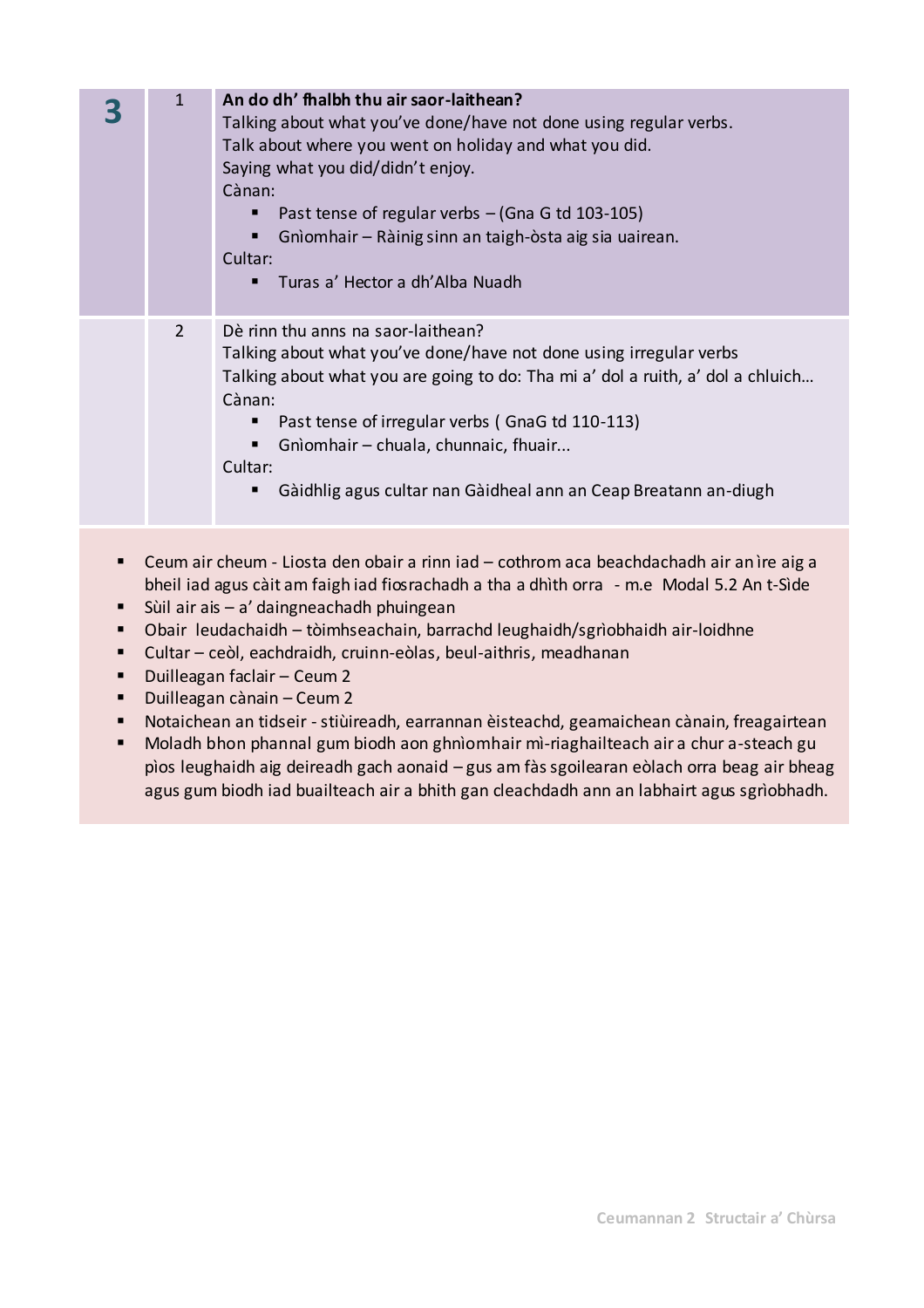| | | |
|---|---|---|
| **3** | 1 | **An do dh' fhalbh thu air saor-laithean?**<br>Talking about what you've done/have not done using regular verbs.<br>Talk about where you went on holiday and what you did.<br>Saying what you did/didn't enjoy.<br>Cànan:<br>▪ Past tense of regular verbs – (Gna G td 103-105)<br>▪ Gnìomhair – Ràinig sinn an taigh-òsta aig sia uairean.<br>Cultar:<br>▪ Turas a' Hector a dh'Alba Nuadh |
| | 2 | Dè rinn thu anns na saor-laithean?<br>Talking about what you've done/have not done using irregular verbs<br>Talking about what you are going to do: Tha mi a' dol a ruith, a' dol a chluich…<br>Cànan:<br>▪ Past tense of irregular verbs ( GnaG td 110-113)<br>▪ Gnìomhair – chuala, chunnaic, fhuair...<br>Cultar:<br>▪ Gàidhlig agus cultar nan Gàidheal ann an Ceap Breatann an-diugh |

- Ceum air cheum - Liosta den obair a rinn iad – cothrom aca beachdachadh air an ìre aig a bheil iad agus càit am faigh iad fiosrachadh a tha a dhìth orra - m.e Modal 5.2 An t-Sìde
- Sùil air ais – a' daingneachadh phuingean
- Obair leudachaidh – tòimhseachain, barrachd leughaidh/sgrìobhaidh air-loidhne
- Cultar – ceòl, eachdraidh, cruinn-eòlas, beul-aithris, meadhanan
- Duilleagan faclair – Ceum 2
- Duilleagan cànain – Ceum 2
- Notaichean an tidseir - stiùireadh, earrannan èisteachd, geamaichean cànain, freagairtean
- Moladh bhon phannal gum biodh aon ghnìomhair mì-riaghailteach air a chur a-steach gu pìos leughaidh aig deireadh gach aonaid – gus am fàs sgoilearan eòlach orra beag air bheag agus gum biodh iad buailteach air a bhith gan cleachdadh ann an labhairt agus sgrìobhadh.